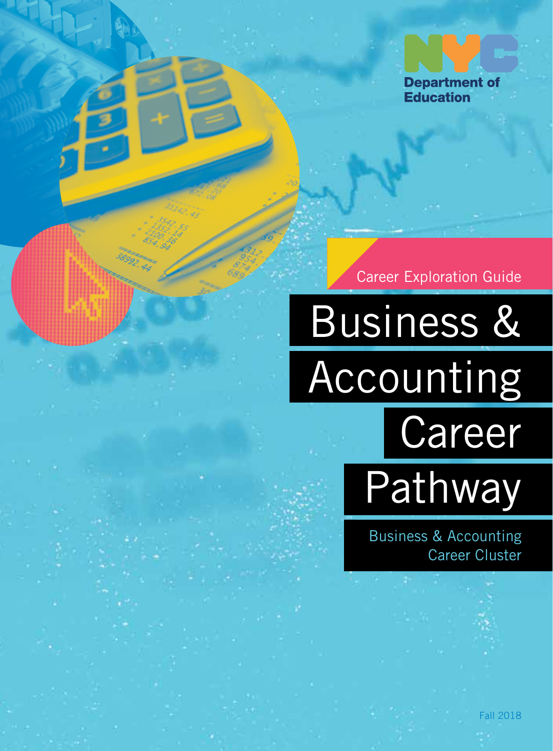NYC Department of Education

Career Exploration Guide

# Business & Accounting Career Pathway

Business & Accounting Career Cluster

Fall 2018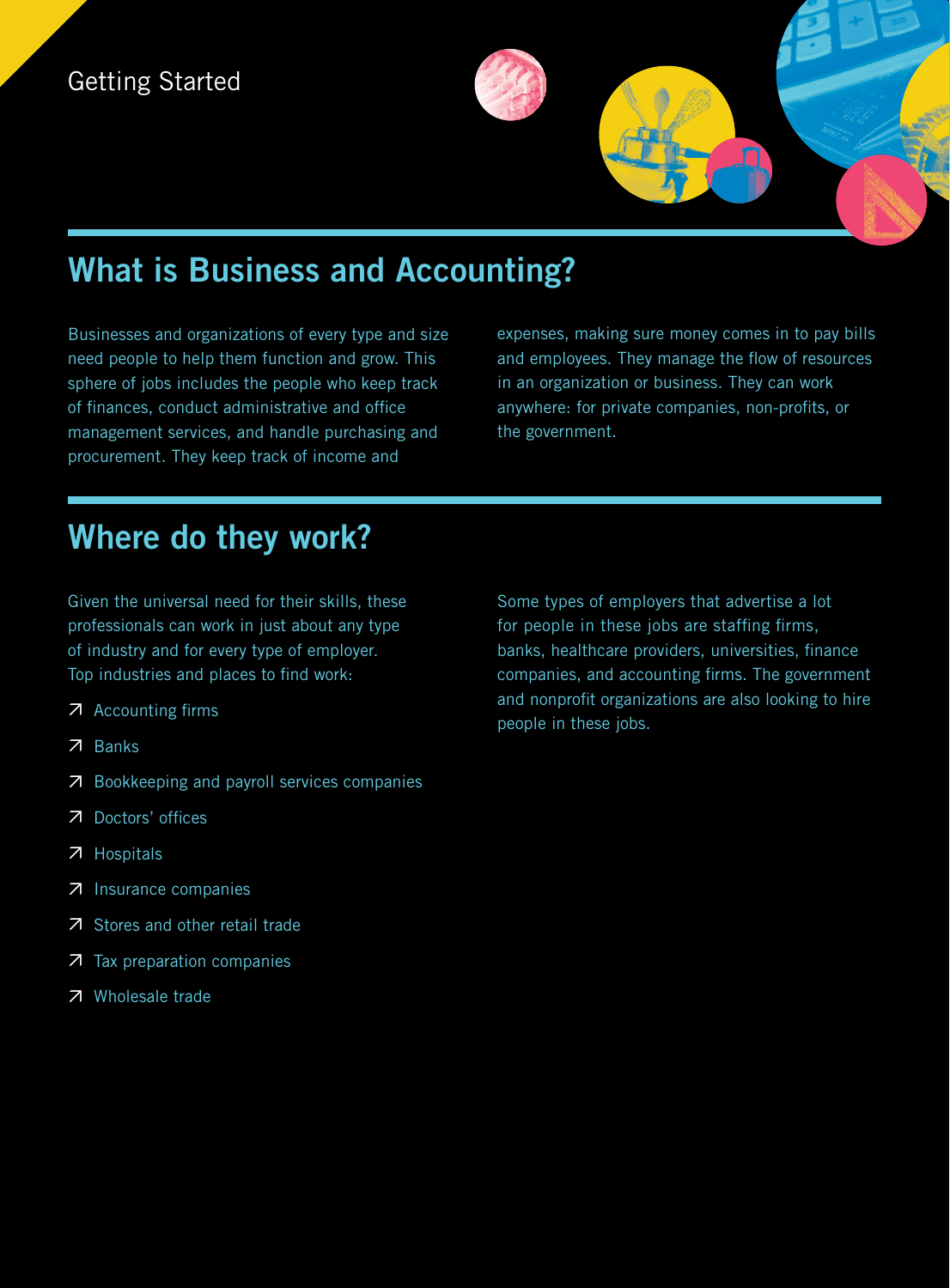Getting Started

## What is Business and Accounting?

Businesses and organizations of every type and size need people to help them function and grow. This sphere of jobs includes the people who keep track of finances, conduct administrative and office management services, and handle purchasing and procurement. They keep track of income and expenses, making sure money comes in to pay bills and employees. They manage the flow of resources in an organization or business. They can work anywhere: for private companies, non-profits, or the government.

## Where do they work?

Given the universal need for their skills, these professionals can work in just about any type of industry and for every type of employer. Top industries and places to find work:

- Accounting firms
- Banks
- Bookkeeping and payroll services companies
- Doctors' offices
- Hospitals
- Insurance companies
- Stores and other retail trade
- Tax preparation companies
- Wholesale trade

Some types of employers that advertise a lot for people in these jobs are staffing firms, banks, healthcare providers, universities, finance companies, and accounting firms. The government and nonprofit organizations are also looking to hire people in these jobs.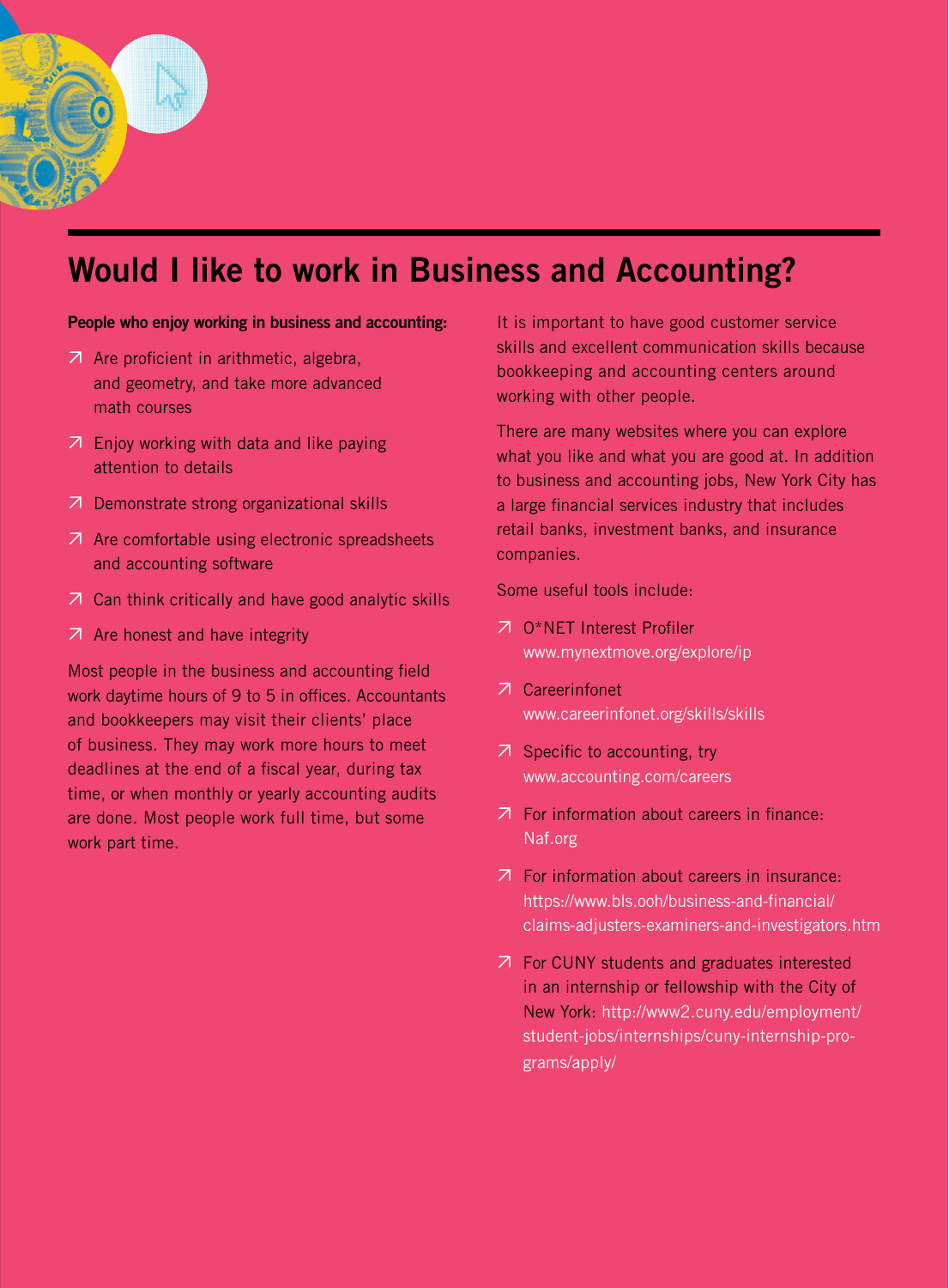## Would I like to work in Business and Accounting?

**People who enjoy working in business and accounting:**

- Are proficient in arithmetic, algebra, and geometry, and take more advanced math courses
- Enjoy working with data and like paying attention to details
- Demonstrate strong organizational skills
- Are comfortable using electronic spreadsheets and accounting software
- Can think critically and have good analytic skills
- Are honest and have integrity

Most people in the business and accounting field work daytime hours of 9 to 5 in offices. Accountants and bookkeepers may visit their clients' place of business. They may work more hours to meet deadlines at the end of a fiscal year, during tax time, or when monthly or yearly accounting audits are done. Most people work full time, but some work part time.

It is important to have good customer service skills and excellent communication skills because bookkeeping and accounting centers around working with other people.

There are many websites where you can explore what you like and what you are good at. In addition to business and accounting jobs, New York City has a large financial services industry that includes retail banks, investment banks, and insurance companies.

Some useful tools include:

- O*NET Interest Profiler www.mynextmove.org/explore/ip
- Careerinfonet www.careerinfonet.org/skills/skills
- Specific to accounting, try www.accounting.com/careers
- For information about careers in finance: Naf.org
- For information about careers in insurance: https://www.bls.ooh/business-and-financial/claims-adjusters-examiners-and-investigators.htm
- For CUNY students and graduates interested in an internship or fellowship with the City of New York: http://www2.cuny.edu/employment/student-jobs/internships/cuny-internship-programs/apply/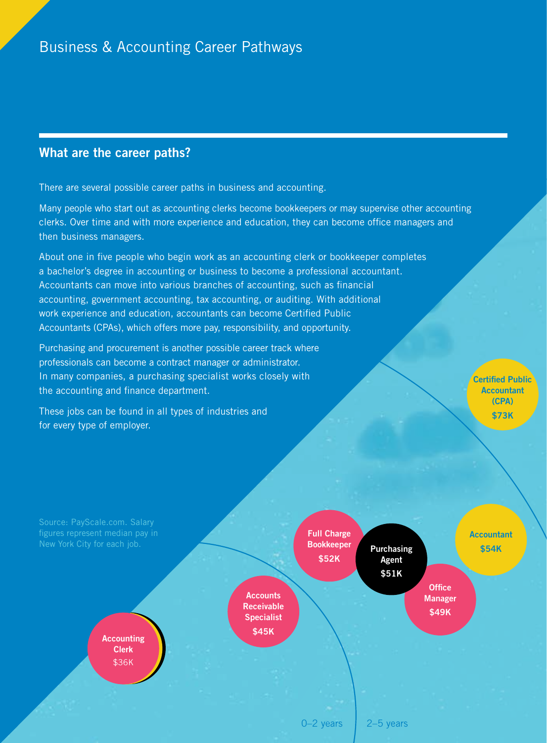# Business & Accounting Career Pathways

## What are the career paths?

There are several possible career paths in business and accounting.

Many people who start out as accounting clerks become bookkeepers or may supervise other accounting clerks. Over time and with more experience and education, they can become office managers and then business managers.

About one in five people who begin work as an accounting clerk or bookkeeper completes a bachelor's degree in accounting or business to become a professional accountant. Accountants can move into various branches of accounting, such as financial accounting, government accounting, tax accounting, or auditing. With additional work experience and education, accountants can become Certified Public Accountants (CPAs), which offers more pay, responsibility, and opportunity.

Purchasing and procurement is another possible career track where professionals can become a contract manager or administrator. In many companies, a purchasing specialist works closely with the accounting and finance department.

These jobs can be found in all types of industries and for every type of employer.

Source: PayScale.com. Salary figures represent median pay in New York City for each job.

**Accounting Clerk** $36K

**Accounts Receivable Specialist** **$45K**

**Full Charge Bookkeeper** **$52K**

**Purchasing Agent** **$51K**

**Office Manager** **$49K**

**Accountant** **$54K**

**Certified Public Accountant (CPA)** **$73K**

0–2 years

2–5 years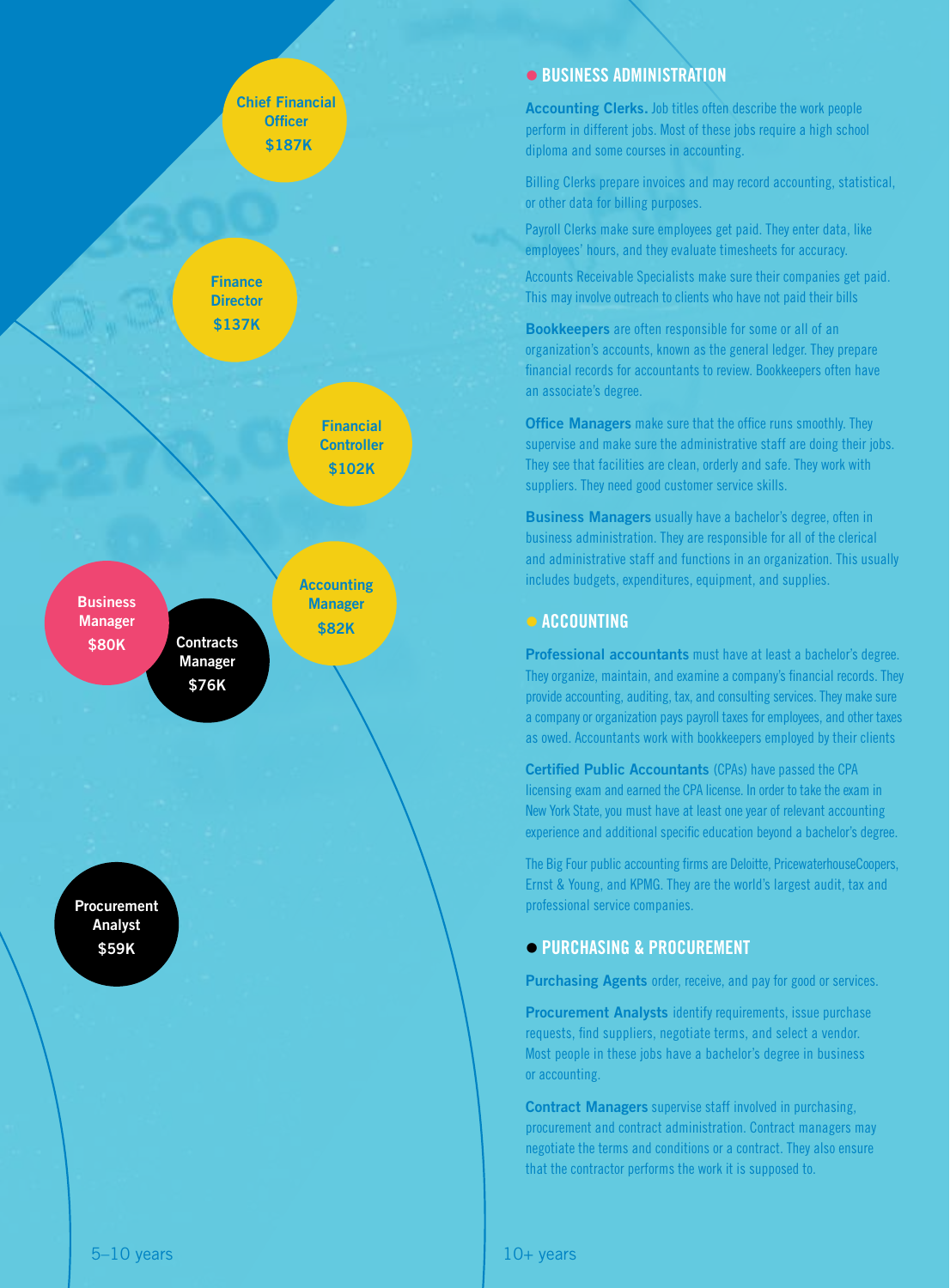Chief Financial Officer
$187K

Finance Director
$137K

Financial Controller
$102K

Accounting Manager
$82K

Business Manager
$80K

Contracts Manager
$76K

Procurement Analyst
$59K

5–10 years

10+ years

## BUSINESS ADMINISTRATION

**Accounting Clerks.** Job titles often describe the work people perform in different jobs. Most of these jobs require a high school diploma and some courses in accounting.

Billing Clerks prepare invoices and may record accounting, statistical, or other data for billing purposes.

Payroll Clerks make sure employees get paid. They enter data, like employees' hours, and they evaluate timesheets for accuracy.

Accounts Receivable Specialists make sure their companies get paid. This may involve outreach to clients who have not paid their bills

**Bookkeepers** are often responsible for some or all of an organization's accounts, known as the general ledger. They prepare financial records for accountants to review. Bookkeepers often have an associate's degree.

**Office Managers** make sure that the office runs smoothly. They supervise and make sure the administrative staff are doing their jobs. They see that facilities are clean, orderly and safe. They work with suppliers. They need good customer service skills.

**Business Managers** usually have a bachelor's degree, often in business administration. They are responsible for all of the clerical and administrative staff and functions in an organization. This usually includes budgets, expenditures, equipment, and supplies.

## ACCOUNTING

**Professional accountants** must have at least a bachelor's degree. They organize, maintain, and examine a company's financial records. They provide accounting, auditing, tax, and consulting services. They make sure a company or organization pays payroll taxes for employees, and other taxes as owed. Accountants work with bookkeepers employed by their clients

**Certified Public Accountants** (CPAs) have passed the CPA licensing exam and earned the CPA license. In order to take the exam in New York State, you must have at least one year of relevant accounting experience and additional specific education beyond a bachelor's degree.

The Big Four public accounting firms are Deloitte, PricewaterhouseCoopers, Ernst & Young, and KPMG. They are the world's largest audit, tax and professional service companies.

## PURCHASING & PROCUREMENT

**Purchasing Agents** order, receive, and pay for good or services.

**Procurement Analysts** identify requirements, issue purchase requests, find suppliers, negotiate terms, and select a vendor. Most people in these jobs have a bachelor's degree in business or accounting.

**Contract Managers** supervise staff involved in purchasing, procurement and contract administration. Contract managers may negotiate the terms and conditions or a contract. They also ensure that the contractor performs the work it is supposed to.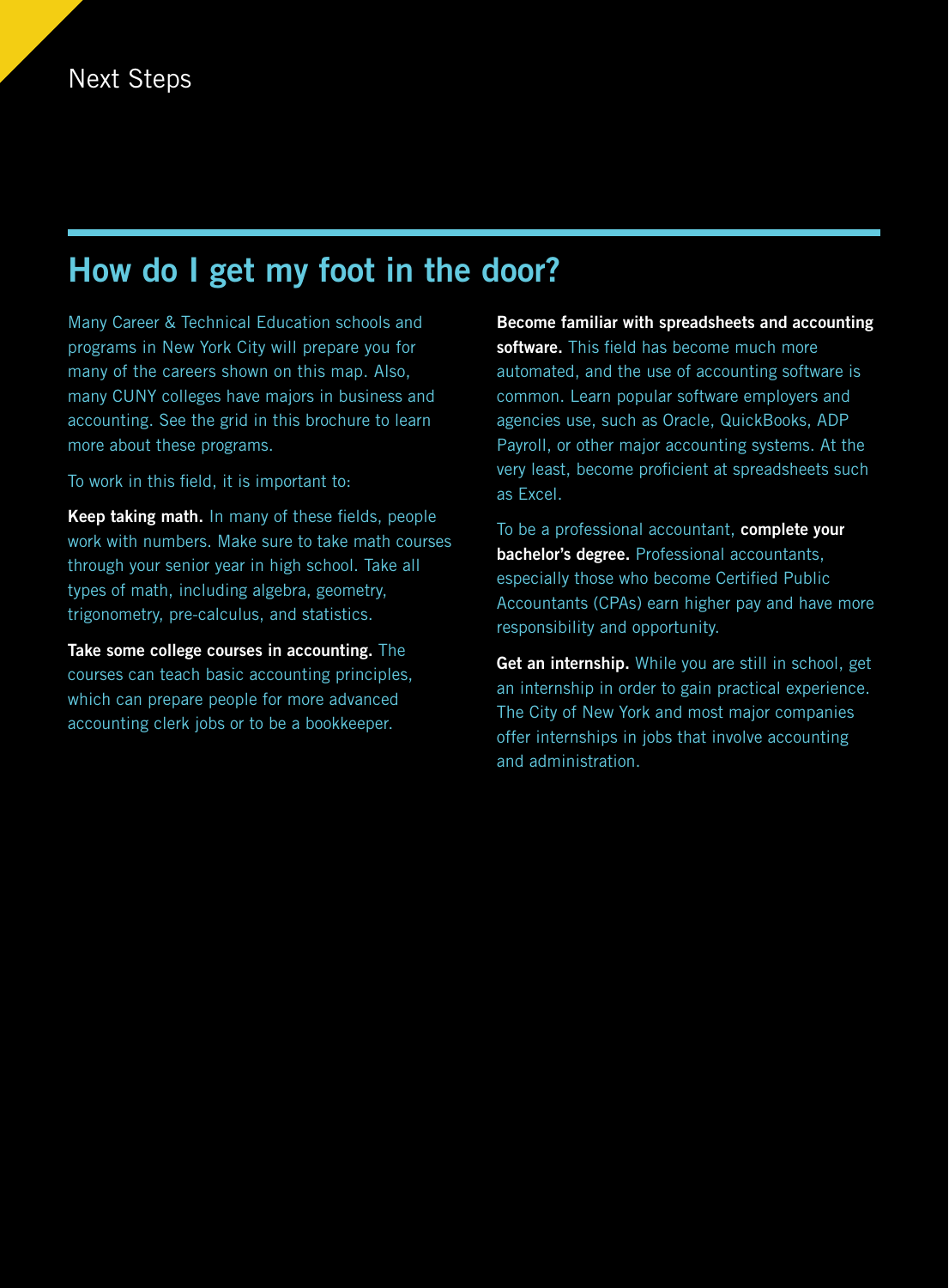Next Steps

## How do I get my foot in the door?

Many Career & Technical Education schools and programs in New York City will prepare you for many of the careers shown on this map. Also, many CUNY colleges have majors in business and accounting. See the grid in this brochure to learn more about these programs.

To work in this field, it is important to:

**Keep taking math.** In many of these fields, people work with numbers. Make sure to take math courses through your senior year in high school. Take all types of math, including algebra, geometry, trigonometry, pre-calculus, and statistics.

**Take some college courses in accounting.** The courses can teach basic accounting principles, which can prepare people for more advanced accounting clerk jobs or to be a bookkeeper.

**Become familiar with spreadsheets and accounting software.** This field has become much more automated, and the use of accounting software is common. Learn popular software employers and agencies use, such as Oracle, QuickBooks, ADP Payroll, or other major accounting systems. At the very least, become proficient at spreadsheets such as Excel.

To be a professional accountant, **complete your bachelor's degree.** Professional accountants, especially those who become Certified Public Accountants (CPAs) earn higher pay and have more responsibility and opportunity.

**Get an internship.** While you are still in school, get an internship in order to gain practical experience. The City of New York and most major companies offer internships in jobs that involve accounting and administration.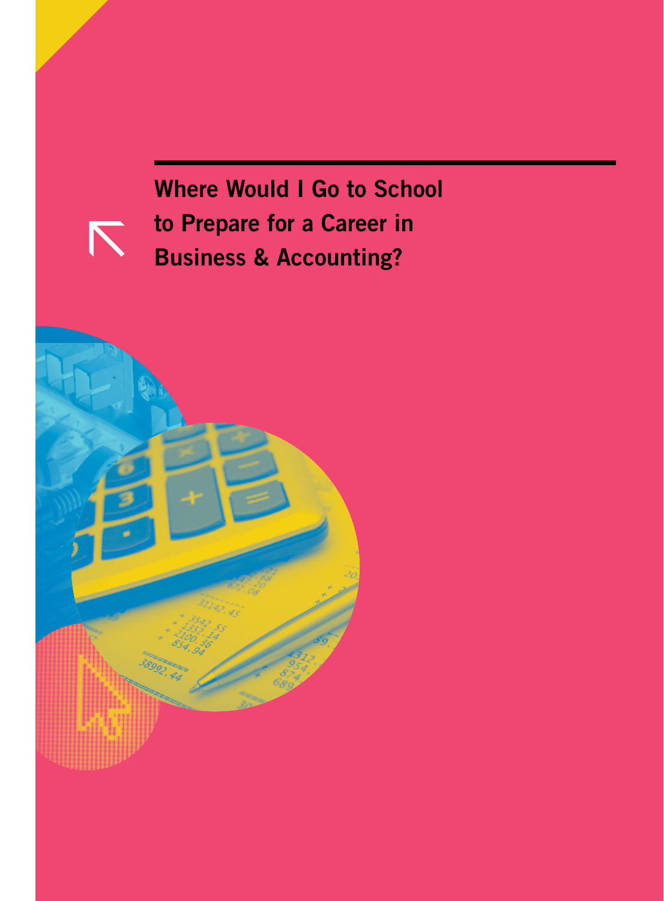# Where Would I Go to School to Prepare for a Career in Business & Accounting?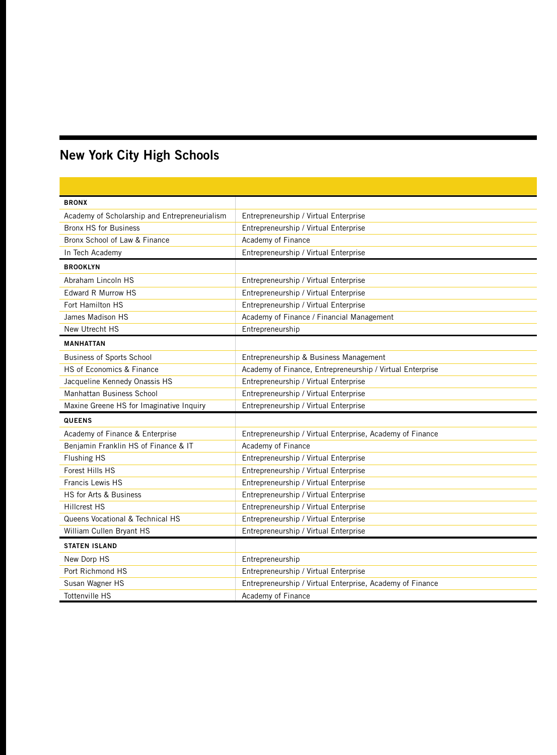## New York City High Schools

| | |
|---|---|
| **BRONX** | |
| Academy of Scholarship and Entrepreneurialism | Entrepreneurship / Virtual Enterprise |
| Bronx HS for Business | Entrepreneurship / Virtual Enterprise |
| Bronx School of Law & Finance | Academy of Finance |
| In Tech Academy | Entrepreneurship / Virtual Enterprise |
| **BROOKLYN** | |
| Abraham Lincoln HS | Entrepreneurship / Virtual Enterprise |
| Edward R Murrow HS | Entrepreneurship / Virtual Enterprise |
| Fort Hamilton HS | Entrepreneurship / Virtual Enterprise |
| James Madison HS | Academy of Finance / Financial Management |
| New Utrecht HS | Entrepreneurship |
| **MANHATTAN** | |
| Business of Sports School | Entrepreneurship & Business Management |
| HS of Economics & Finance | Academy of Finance, Entrepreneurship / Virtual Enterprise |
| Jacqueline Kennedy Onassis HS | Entrepreneurship / Virtual Enterprise |
| Manhattan Business School | Entrepreneurship / Virtual Enterprise |
| Maxine Greene HS for Imaginative Inquiry | Entrepreneurship / Virtual Enterprise |
| **QUEENS** | |
| Academy of Finance & Enterprise | Entrepreneurship / Virtual Enterprise, Academy of Finance |
| Benjamin Franklin HS of Finance & IT | Academy of Finance |
| Flushing HS | Entrepreneurship / Virtual Enterprise |
| Forest Hills HS | Entrepreneurship / Virtual Enterprise |
| Francis Lewis HS | Entrepreneurship / Virtual Enterprise |
| HS for Arts & Business | Entrepreneurship / Virtual Enterprise |
| Hillcrest HS | Entrepreneurship / Virtual Enterprise |
| Queens Vocational & Technical HS | Entrepreneurship / Virtual Enterprise |
| William Cullen Bryant HS | Entrepreneurship / Virtual Enterprise |
| **STATEN ISLAND** | |
| New Dorp HS | Entrepreneurship |
| Port Richmond HS | Entrepreneurship / Virtual Enterprise |
| Susan Wagner HS | Entrepreneurship / Virtual Enterprise, Academy of Finance |
| Tottenville HS | Academy of Finance |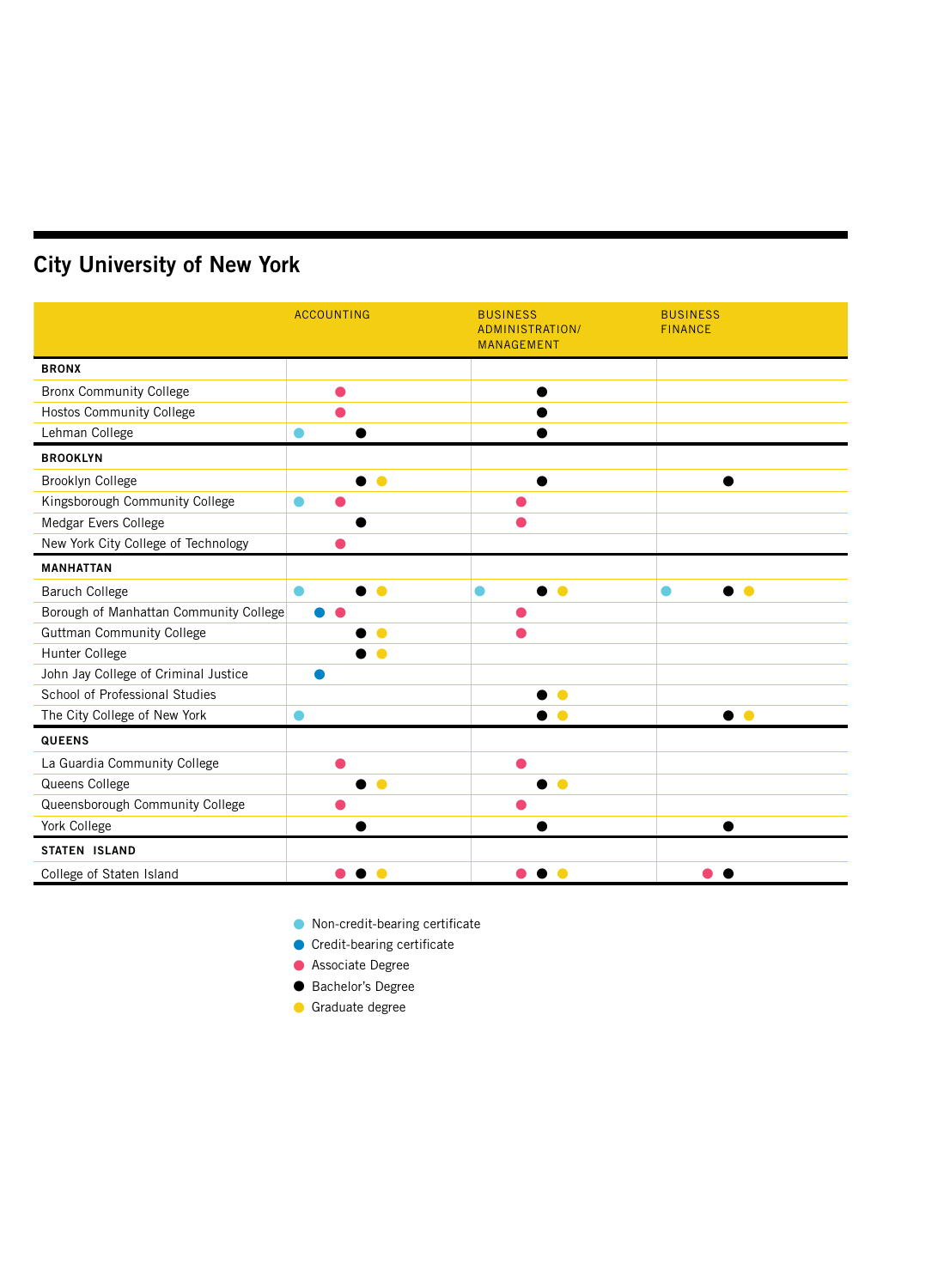## City University of New York

| | ACCOUNTING | BUSINESS ADMINISTRATION/ MANAGEMENT | BUSINESS FINANCE |
|---|---|---|---|
| **BRONX** | | | |
| Bronx Community College | Associate Degree | Bachelor's Degree | |
| Hostos Community College | Associate Degree | Bachelor's Degree | |
| Lehman College | Non-credit-bearing certificate, Bachelor's Degree | Bachelor's Degree | |
| **BROOKLYN** | | | |
| Brooklyn College | Bachelor's Degree, Graduate degree | Bachelor's Degree | Bachelor's Degree |
| Kingsborough Community College | Non-credit-bearing certificate, Associate Degree | Associate Degree | |
| Medgar Evers College | Bachelor's Degree | Associate Degree | |
| New York City College of Technology | Associate Degree | | |
| **MANHATTAN** | | | |
| Baruch College | Non-credit-bearing certificate, Bachelor's Degree, Graduate degree | Non-credit-bearing certificate, Bachelor's Degree, Graduate degree | Non-credit-bearing certificate, Bachelor's Degree, Graduate degree |
| Borough of Manhattan Community College | Credit-bearing certificate, Associate Degree | Associate Degree | |
| Guttman Community College | Bachelor's Degree, Graduate degree | Associate Degree | |
| Hunter College | Bachelor's Degree, Graduate degree | | |
| John Jay College of Criminal Justice | Credit-bearing certificate | | |
| School of Professional Studies | | Bachelor's Degree, Graduate degree | |
| The City College of New York | Non-credit-bearing certificate | Bachelor's Degree, Graduate degree | Bachelor's Degree, Graduate degree |
| **QUEENS** | | | |
| La Guardia Community College | Associate Degree | Associate Degree | |
| Queens College | Bachelor's Degree, Graduate degree | Bachelor's Degree, Graduate degree | |
| Queensborough Community College | Associate Degree | Associate Degree | |
| York College | Bachelor's Degree | Bachelor's Degree | Bachelor's Degree |
| **STATEN ISLAND** | | | |
| College of Staten Island | Associate Degree, Bachelor's Degree, Graduate degree | Associate Degree, Bachelor's Degree, Graduate degree | Associate Degree, Bachelor's Degree |

- Non-credit-bearing certificate
- Credit-bearing certificate
- Associate Degree
- Bachelor's Degree
- Graduate degree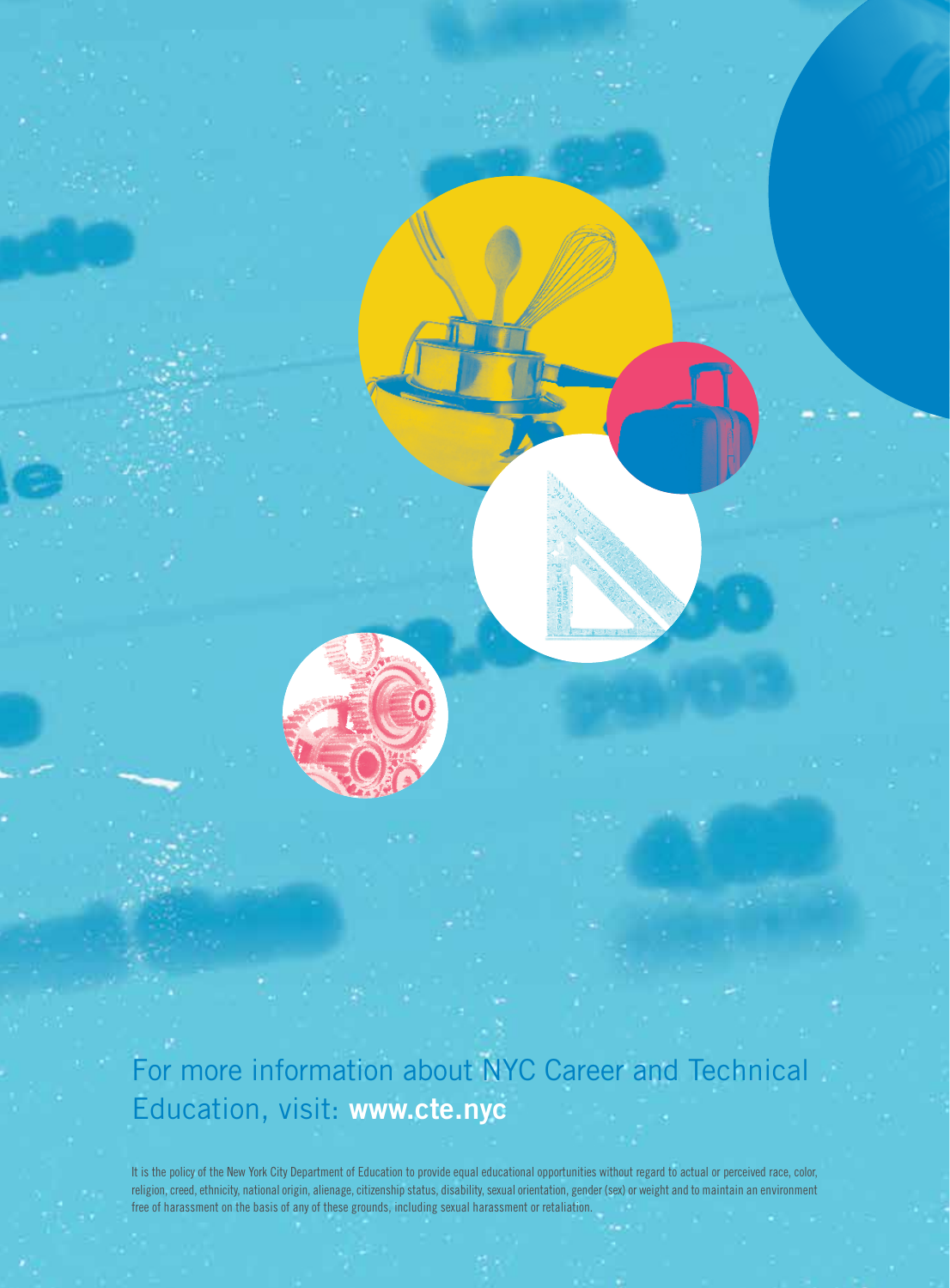For more information about NYC Career and Technical Education, visit: **www.cte.nyc**

It is the policy of the New York City Department of Education to provide equal educational opportunities without regard to actual or perceived race, color, religion, creed, ethnicity, national origin, alienage, citizenship status, disability, sexual orientation, gender (sex) or weight and to maintain an environment free of harassment on the basis of any of these grounds, including sexual harassment or retaliation.